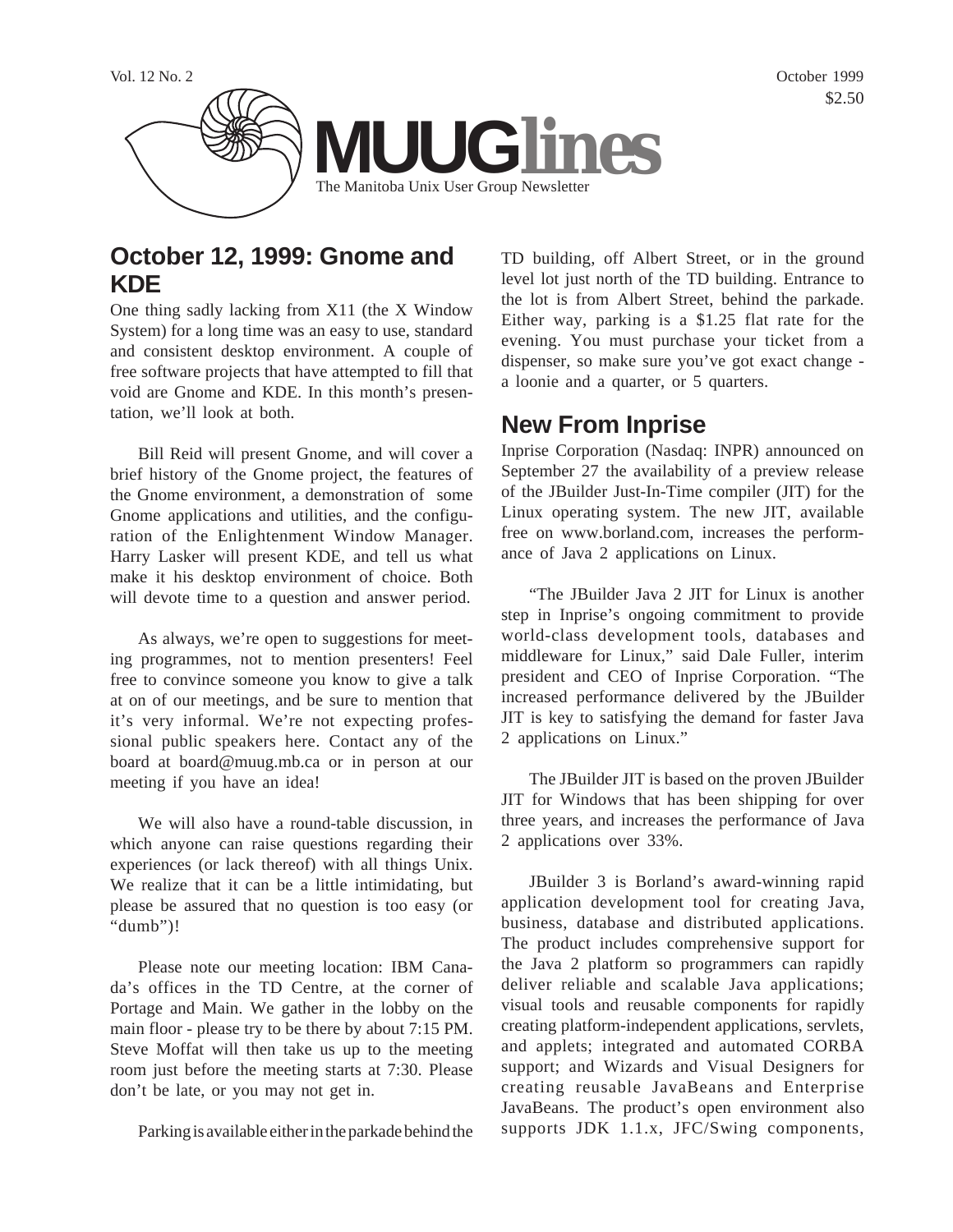Vol. 12 No. 2

October 1999

$2.50

# MUUGlines

The Manitoba Unix User Group Newsletter

## October 12, 1999: Gnome and KDE

One thing sadly lacking from X11 (the X Window System) for a long time was an easy to use, standard and consistent desktop environment. A couple of free software projects that have attempted to fill that void are Gnome and KDE. In this month's presentation, we'll look at both.

Bill Reid will present Gnome, and will cover a brief history of the Gnome project, the features of the Gnome environment, a demonstration of some Gnome applications and utilities, and the configuration of the Enlightenment Window Manager. Harry Lasker will present KDE, and tell us what make it his desktop environment of choice. Both will devote time to a question and answer period.

As always, we're open to suggestions for meeting programmes, not to mention presenters! Feel free to convince someone you know to give a talk at on of our meetings, and be sure to mention that it's very informal. We're not expecting professional public speakers here. Contact any of the board at board@muug.mb.ca or in person at our meeting if you have an idea!

We will also have a round-table discussion, in which anyone can raise questions regarding their experiences (or lack thereof) with all things Unix. We realize that it can be a little intimidating, but please be assured that no question is too easy (or "dumb")!

Please note our meeting location: IBM Canada's offices in the TD Centre, at the corner of Portage and Main. We gather in the lobby on the main floor - please try to be there by about 7:15 PM. Steve Moffat will then take us up to the meeting room just before the meeting starts at 7:30. Please don't be late, or you may not get in.

Parking is available either in the parkade behind the TD building, off Albert Street, or in the ground level lot just north of the TD building. Entrance to the lot is from Albert Street, behind the parkade. Either way, parking is a $1.25 flat rate for the evening. You must purchase your ticket from a dispenser, so make sure you've got exact change - a loonie and a quarter, or 5 quarters.

## New From Inprise

Inprise Corporation (Nasdaq: INPR) announced on September 27 the availability of a preview release of the JBuilder Just-In-Time compiler (JIT) for the Linux operating system. The new JIT, available free on www.borland.com, increases the performance of Java 2 applications on Linux.

"The JBuilder Java 2 JIT for Linux is another step in Inprise's ongoing commitment to provide world-class development tools, databases and middleware for Linux," said Dale Fuller, interim president and CEO of Inprise Corporation. "The increased performance delivered by the JBuilder JIT is key to satisfying the demand for faster Java 2 applications on Linux."

The JBuilder JIT is based on the proven JBuilder JIT for Windows that has been shipping for over three years, and increases the performance of Java 2 applications over 33%.

JBuilder 3 is Borland's award-winning rapid application development tool for creating Java, business, database and distributed applications. The product includes comprehensive support for the Java 2 platform so programmers can rapidly deliver reliable and scalable Java applications; visual tools and reusable components for rapidly creating platform-independent applications, servlets, and applets; integrated and automated CORBA support; and Wizards and Visual Designers for creating reusable JavaBeans and Enterprise JavaBeans. The product's open environment also supports JDK 1.1.x, JFC/Swing components,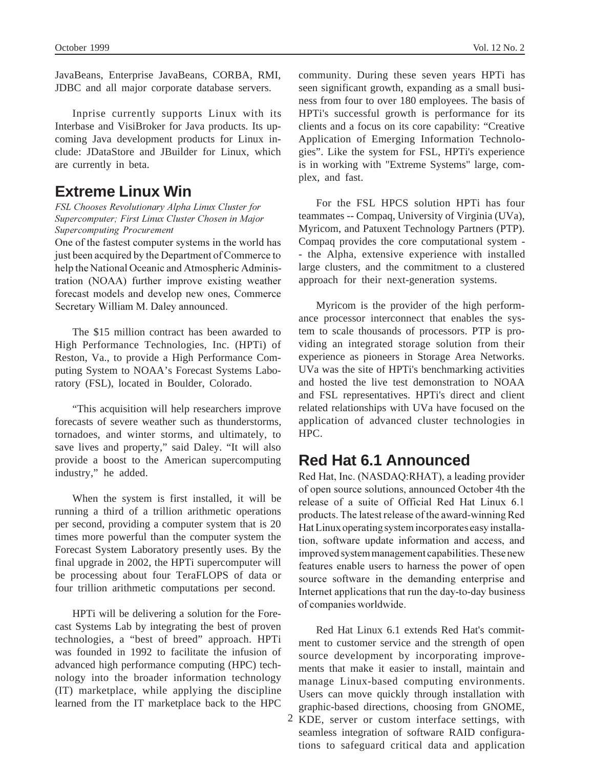JavaBeans, Enterprise JavaBeans, CORBA, RMI, JDBC and all major corporate database servers.

Inprise currently supports Linux with its Interbase and VisiBroker for Java products. Its upcoming Java development products for Linux include: JDataStore and JBuilder for Linux, which are currently in beta.

## Extreme Linux Win

*FSL Chooses Revolutionary Alpha Linux Cluster for Supercomputer; First Linux Cluster Chosen in Major Supercomputing Procurement*

One of the fastest computer systems in the world has just been acquired by the Department of Commerce to help the National Oceanic and Atmospheric Administration (NOAA) further improve existing weather forecast models and develop new ones, Commerce Secretary William M. Daley announced.

The $15 million contract has been awarded to High Performance Technologies, Inc. (HPTi) of Reston, Va., to provide a High Performance Computing System to NOAA's Forecast Systems Laboratory (FSL), located in Boulder, Colorado.

"This acquisition will help researchers improve forecasts of severe weather such as thunderstorms, tornadoes, and winter storms, and ultimately, to save lives and property," said Daley. "It will also provide a boost to the American supercomputing industry," he added.

When the system is first installed, it will be running a third of a trillion arithmetic operations per second, providing a computer system that is 20 times more powerful than the computer system the Forecast System Laboratory presently uses. By the final upgrade in 2002, the HPTi supercomputer will be processing about four TeraFLOPS of data or four trillion arithmetic computations per second.

HPTi will be delivering a solution for the Forecast Systems Lab by integrating the best of proven technologies, a "best of breed" approach. HPTi was founded in 1992 to facilitate the infusion of advanced high performance computing (HPC) technology into the broader information technology (IT) marketplace, while applying the discipline learned from the IT marketplace back to the HPC community. During these seven years HPTi has seen significant growth, expanding as a small business from four to over 180 employees. The basis of HPTi's successful growth is performance for its clients and a focus on its core capability: "Creative Application of Emerging Information Technologies". Like the system for FSL, HPTi's experience is in working with "Extreme Systems" large, complex, and fast.

For the FSL HPCS solution HPTi has four teammates -- Compaq, University of Virginia (UVa), Myricom, and Patuxent Technology Partners (PTP). Compaq provides the core computational system -- the Alpha, extensive experience with installed large clusters, and the commitment to a clustered approach for their next-generation systems.

Myricom is the provider of the high performance processor interconnect that enables the system to scale thousands of processors. PTP is providing an integrated storage solution from their experience as pioneers in Storage Area Networks. UVa was the site of HPTi's benchmarking activities and hosted the live test demonstration to NOAA and FSL representatives. HPTi's direct and client related relationships with UVa have focused on the application of advanced cluster technologies in HPC.

## Red Hat 6.1 Announced

Red Hat, Inc. (NASDAQ:RHAT), a leading provider of open source solutions, announced October 4th the release of a suite of Official Red Hat Linux 6.1 products. The latest release of the award-winning Red Hat Linux operating system incorporates easy installation, software update information and access, and improved system management capabilities. These new features enable users to harness the power of open source software in the demanding enterprise and Internet applications that run the day-to-day business of companies worldwide.

Red Hat Linux 6.1 extends Red Hat's commitment to customer service and the strength of open source development by incorporating improvements that make it easier to install, maintain and manage Linux-based computing environments. Users can move quickly through installation with graphic-based directions, choosing from GNOME, KDE, server or custom interface settings, with seamless integration of software RAID configurations to safeguard critical data and application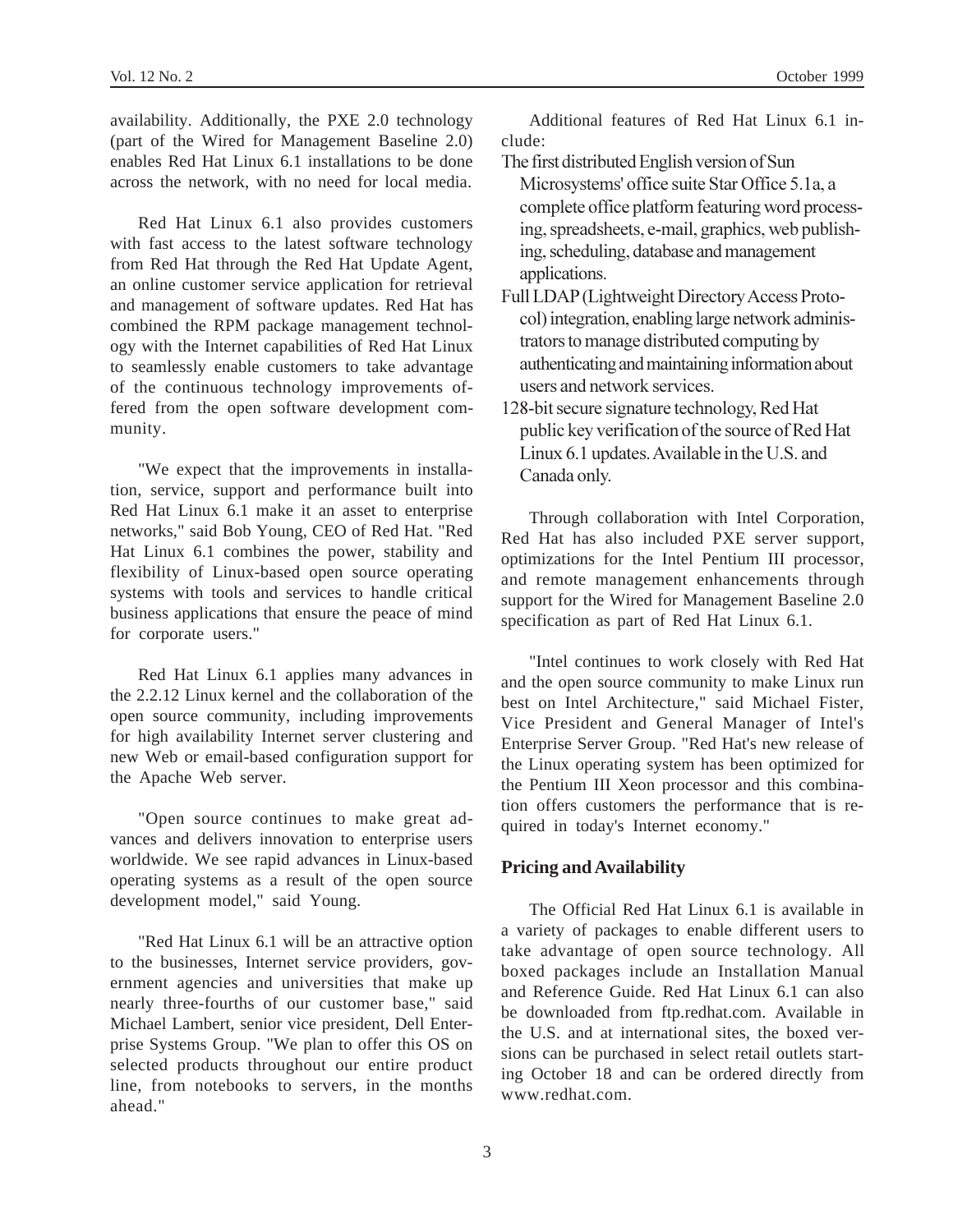availability. Additionally, the PXE 2.0 technology (part of the Wired for Management Baseline 2.0) enables Red Hat Linux 6.1 installations to be done across the network, with no need for local media.

Red Hat Linux 6.1 also provides customers with fast access to the latest software technology from Red Hat through the Red Hat Update Agent, an online customer service application for retrieval and management of software updates. Red Hat has combined the RPM package management technology with the Internet capabilities of Red Hat Linux to seamlessly enable customers to take advantage of the continuous technology improvements offered from the open software development community.

"We expect that the improvements in installation, service, support and performance built into Red Hat Linux 6.1 make it an asset to enterprise networks," said Bob Young, CEO of Red Hat. "Red Hat Linux 6.1 combines the power, stability and flexibility of Linux-based open source operating systems with tools and services to handle critical business applications that ensure the peace of mind for corporate users."

Red Hat Linux 6.1 applies many advances in the 2.2.12 Linux kernel and the collaboration of the open source community, including improvements for high availability Internet server clustering and new Web or email-based configuration support for the Apache Web server.

"Open source continues to make great advances and delivers innovation to enterprise users worldwide. We see rapid advances in Linux-based operating systems as a result of the open source development model," said Young.

"Red Hat Linux 6.1 will be an attractive option to the businesses, Internet service providers, government agencies and universities that make up nearly three-fourths of our customer base," said Michael Lambert, senior vice president, Dell Enterprise Systems Group. "We plan to offer this OS on selected products throughout our entire product line, from notebooks to servers, in the months ahead."

Additional features of Red Hat Linux 6.1 include:

- The first distributed English version of Sun Microsystems' office suite Star Office 5.1a, a complete office platform featuring word processing, spreadsheets, e-mail, graphics, web publishing, scheduling, database and management applications.
- Full LDAP (Lightweight Directory Access Protocol) integration, enabling large network administrators to manage distributed computing by authenticating and maintaining information about users and network services.
- 128-bit secure signature technology, Red Hat public key verification of the source of Red Hat Linux 6.1 updates. Available in the U.S. and Canada only.

Through collaboration with Intel Corporation, Red Hat has also included PXE server support, optimizations for the Intel Pentium III processor, and remote management enhancements through support for the Wired for Management Baseline 2.0 specification as part of Red Hat Linux 6.1.

"Intel continues to work closely with Red Hat and the open source community to make Linux run best on Intel Architecture," said Michael Fister, Vice President and General Manager of Intel's Enterprise Server Group. "Red Hat's new release of the Linux operating system has been optimized for the Pentium III Xeon processor and this combination offers customers the performance that is required in today's Internet economy."

**Pricing and Availability**

The Official Red Hat Linux 6.1 is available in a variety of packages to enable different users to take advantage of open source technology. All boxed packages include an Installation Manual and Reference Guide. Red Hat Linux 6.1 can also be downloaded from ftp.redhat.com. Available in the U.S. and at international sites, the boxed versions can be purchased in select retail outlets starting October 18 and can be ordered directly from www.redhat.com.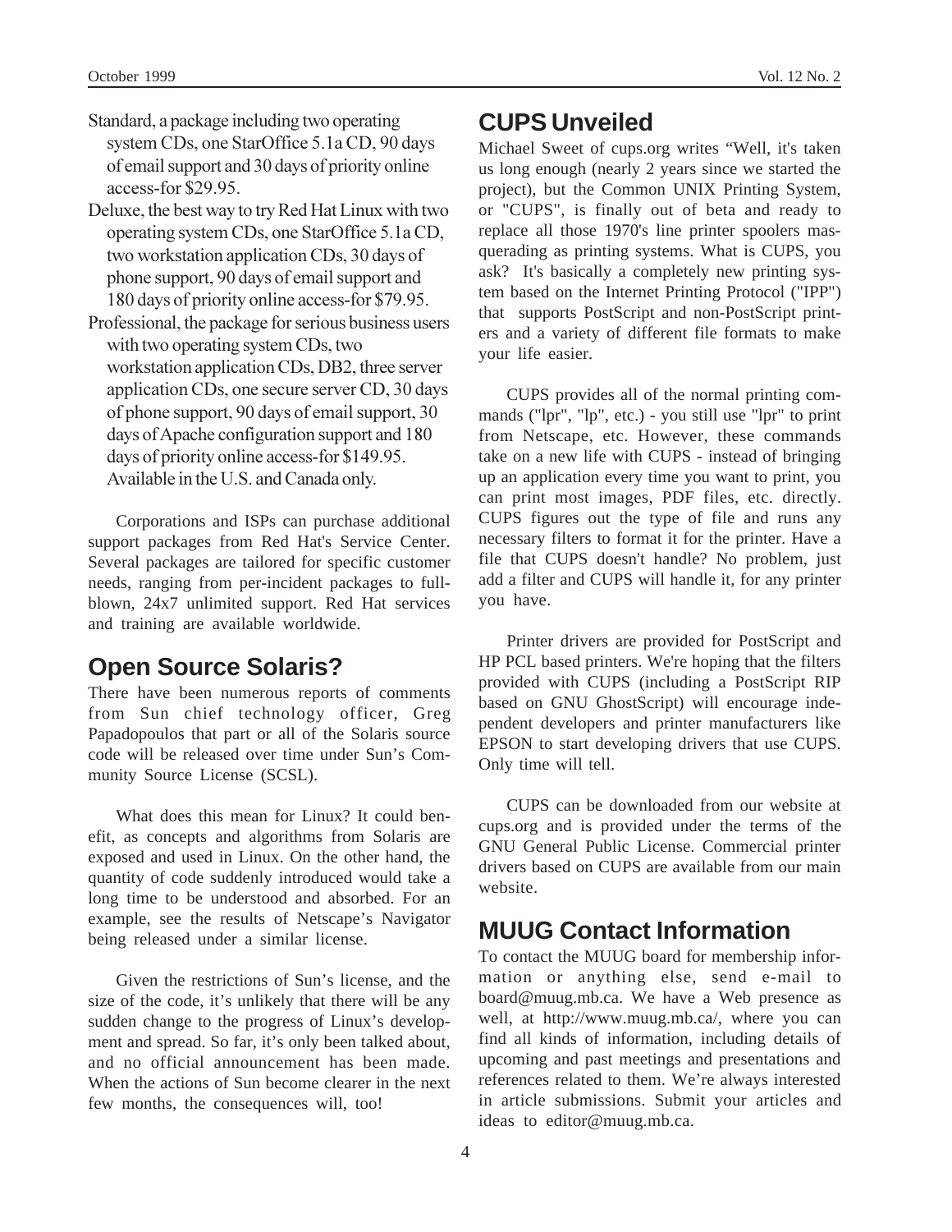Standard, a package including two operating system CDs, one StarOffice 5.1a CD, 90 days of email support and 30 days of priority online access-for $29.95.

Deluxe, the best way to try Red Hat Linux with two operating system CDs, one StarOffice 5.1a CD, two workstation application CDs, 30 days of phone support, 90 days of email support and 180 days of priority online access-for $79.95.

Professional, the package for serious business users with two operating system CDs, two workstation application CDs, DB2, three server application CDs, one secure server CD, 30 days of phone support, 90 days of email support, 30 days of Apache configuration support and 180 days of priority online access-for $149.95. Available in the U.S. and Canada only.

Corporations and ISPs can purchase additional support packages from Red Hat's Service Center. Several packages are tailored for specific customer needs, ranging from per-incident packages to full-blown, 24x7 unlimited support. Red Hat services and training are available worldwide.

## Open Source Solaris?

There have been numerous reports of comments from Sun chief technology officer, Greg Papadopoulos that part or all of the Solaris source code will be released over time under Sun's Community Source License (SCSL).

What does this mean for Linux? It could benefit, as concepts and algorithms from Solaris are exposed and used in Linux. On the other hand, the quantity of code suddenly introduced would take a long time to be understood and absorbed. For an example, see the results of Netscape's Navigator being released under a similar license.

Given the restrictions of Sun's license, and the size of the code, it's unlikely that there will be any sudden change to the progress of Linux's development and spread. So far, it's only been talked about, and no official announcement has been made. When the actions of Sun become clearer in the next few months, the consequences will, too!

## CUPS Unveiled

Michael Sweet of cups.org writes "Well, it's taken us long enough (nearly 2 years since we started the project), but the Common UNIX Printing System, or "CUPS", is finally out of beta and ready to replace all those 1970's line printer spoolers masquerading as printing systems. What is CUPS, you ask? It's basically a completely new printing system based on the Internet Printing Protocol ("IPP") that supports PostScript and non-PostScript printers and a variety of different file formats to make your life easier.

CUPS provides all of the normal printing commands ("lpr", "lp", etc.) - you still use "lpr" to print from Netscape, etc. However, these commands take on a new life with CUPS - instead of bringing up an application every time you want to print, you can print most images, PDF files, etc. directly. CUPS figures out the type of file and runs any necessary filters to format it for the printer. Have a file that CUPS doesn't handle? No problem, just add a filter and CUPS will handle it, for any printer you have.

Printer drivers are provided for PostScript and HP PCL based printers. We're hoping that the filters provided with CUPS (including a PostScript RIP based on GNU GhostScript) will encourage independent developers and printer manufacturers like EPSON to start developing drivers that use CUPS. Only time will tell.

CUPS can be downloaded from our website at cups.org and is provided under the terms of the GNU General Public License. Commercial printer drivers based on CUPS are available from our main website.

## MUUG Contact Information

To contact the MUUG board for membership information or anything else, send e-mail to board@muug.mb.ca. We have a Web presence as well, at http://www.muug.mb.ca/, where you can find all kinds of information, including details of upcoming and past meetings and presentations and references related to them. We're always interested in article submissions. Submit your articles and ideas to editor@muug.mb.ca.